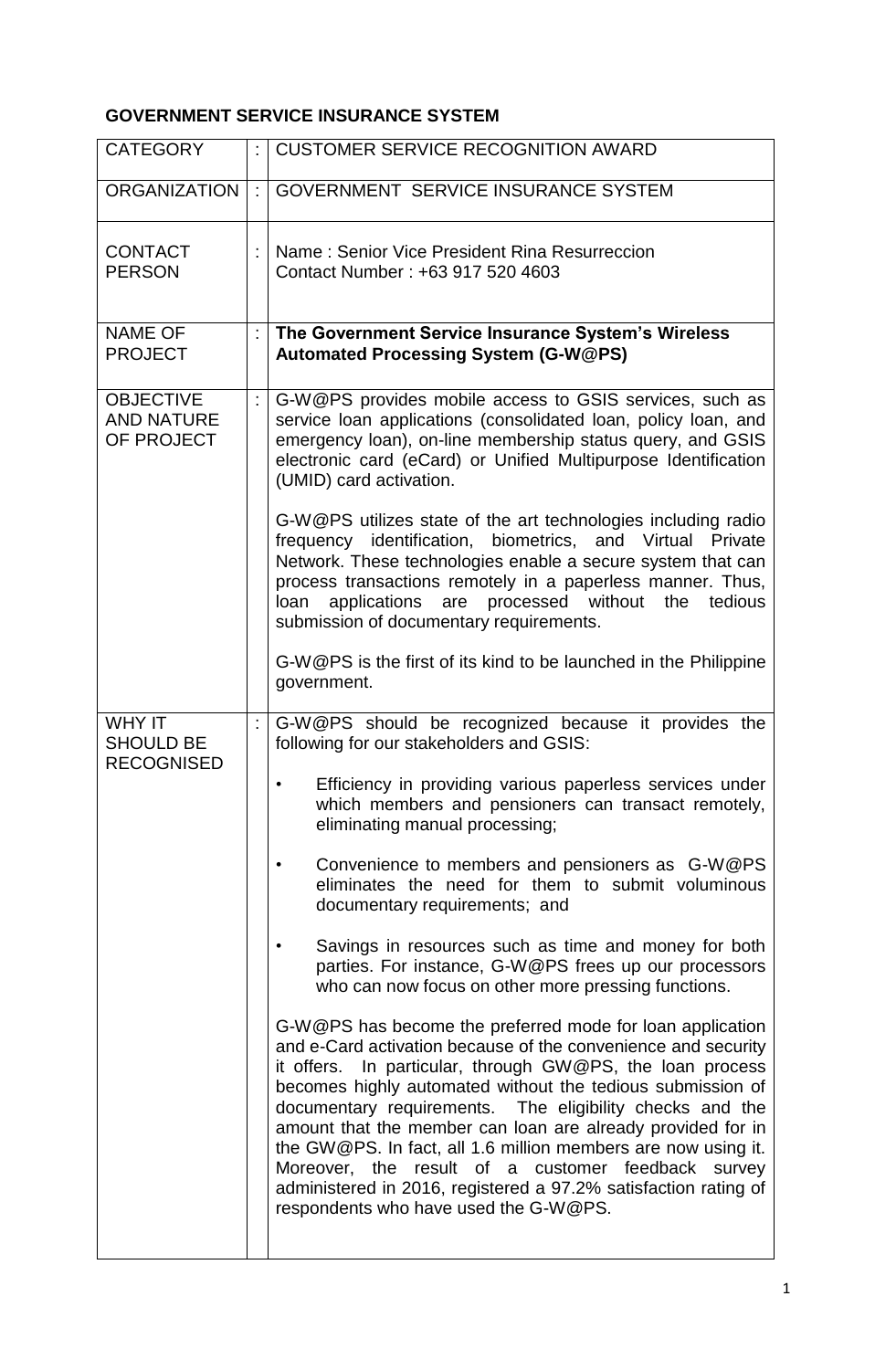**GOVERNMENT SERVICE INSURANCE SYSTEM**

| CATEGORY | : | CUSTOMER SERVICE RECOGNITION AWARD |
|---|---|---|
| ORGANIZATION | : | GOVERNMENT SERVICE INSURANCE SYSTEM |
| CONTACT PERSON | : | Name : Senior Vice President Rina Resurreccion<br>Contact Number : +63 917 520 4603 |
| NAME OF PROJECT | : | **The Government Service Insurance System's Wireless Automated Processing System (G-W@PS)** |
| OBJECTIVE AND NATURE OF PROJECT | : | G-W@PS provides mobile access to GSIS services, such as service loan applications (consolidated loan, policy loan, and emergency loan), on-line membership status query, and GSIS electronic card (eCard) or Unified Multipurpose Identification (UMID) card activation.<br><br>G-W@PS utilizes state of the art technologies including radio frequency identification, biometrics, and Virtual Private Network. These technologies enable a secure system that can process transactions remotely in a paperless manner. Thus, loan applications are processed without the tedious submission of documentary requirements.<br><br>G-W@PS is the first of its kind to be launched in the Philippine government. |
| WHY IT SHOULD BE RECOGNISED | : | G-W@PS should be recognized because it provides the following for our stakeholders and GSIS:<br><br>• Efficiency in providing various paperless services under which members and pensioners can transact remotely, eliminating manual processing;<br><br>• Convenience to members and pensioners as G-W@PS eliminates the need for them to submit voluminous documentary requirements; and<br><br>• Savings in resources such as time and money for both parties. For instance, G-W@PS frees up our processors who can now focus on other more pressing functions.<br><br>G-W@PS has become the preferred mode for loan application and e-Card activation because of the convenience and security it offers. In particular, through GW@PS, the loan process becomes highly automated without the tedious submission of documentary requirements. The eligibility checks and the amount that the member can loan are already provided for in the GW@PS. In fact, all 1.6 million members are now using it. Moreover, the result of a customer feedback survey administered in 2016, registered a 97.2% satisfaction rating of respondents who have used the G-W@PS. |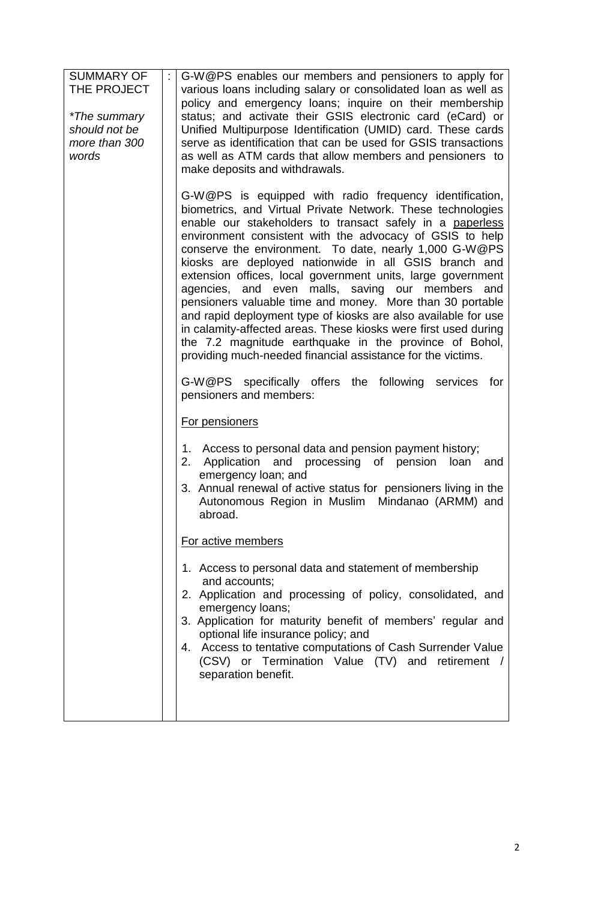| | | |
|---|---|---|
| SUMMARY OF THE PROJECT<br><br>*The summary should not be more than 300 words* | : | G-W@PS enables our members and pensioners to apply for various loans including salary or consolidated loan as well as policy and emergency loans; inquire on their membership status; and activate their GSIS electronic card (eCard) or Unified Multipurpose Identification (UMID) card. These cards serve as identification that can be used for GSIS transactions as well as ATM cards that allow members and pensioners to make deposits and withdrawals.<br><br>G-W@PS is equipped with radio frequency identification, biometrics, and Virtual Private Network. These technologies enable our stakeholders to transact safely in a <u>paperless</u> environment consistent with the advocacy of GSIS to help conserve the environment. To date, nearly 1,000 G-W@PS kiosks are deployed nationwide in all GSIS branch and extension offices, local government units, large government agencies, and even malls, saving our members and pensioners valuable time and money. More than 30 portable and rapid deployment type of kiosks are also available for use in calamity-affected areas. These kiosks were first used during the 7.2 magnitude earthquake in the province of Bohol, providing much-needed financial assistance for the victims.<br><br>G-W@PS specifically offers the following services for pensioners and members:<br><br><u>For pensioners</u><br><br>1. Access to personal data and pension payment history;<br>2. Application and processing of pension loan and emergency loan; and<br>3. Annual renewal of active status for pensioners living in the Autonomous Region in Muslim Mindanao (ARMM) and abroad.<br><br><u>For active members</u><br><br>1. Access to personal data and statement of membership and accounts;<br>2. Application and processing of policy, consolidated, and emergency loans;<br>3. Application for maturity benefit of members' regular and optional life insurance policy; and<br>4. Access to tentative computations of Cash Surrender Value (CSV) or Termination Value (TV) and retirement / separation benefit. |